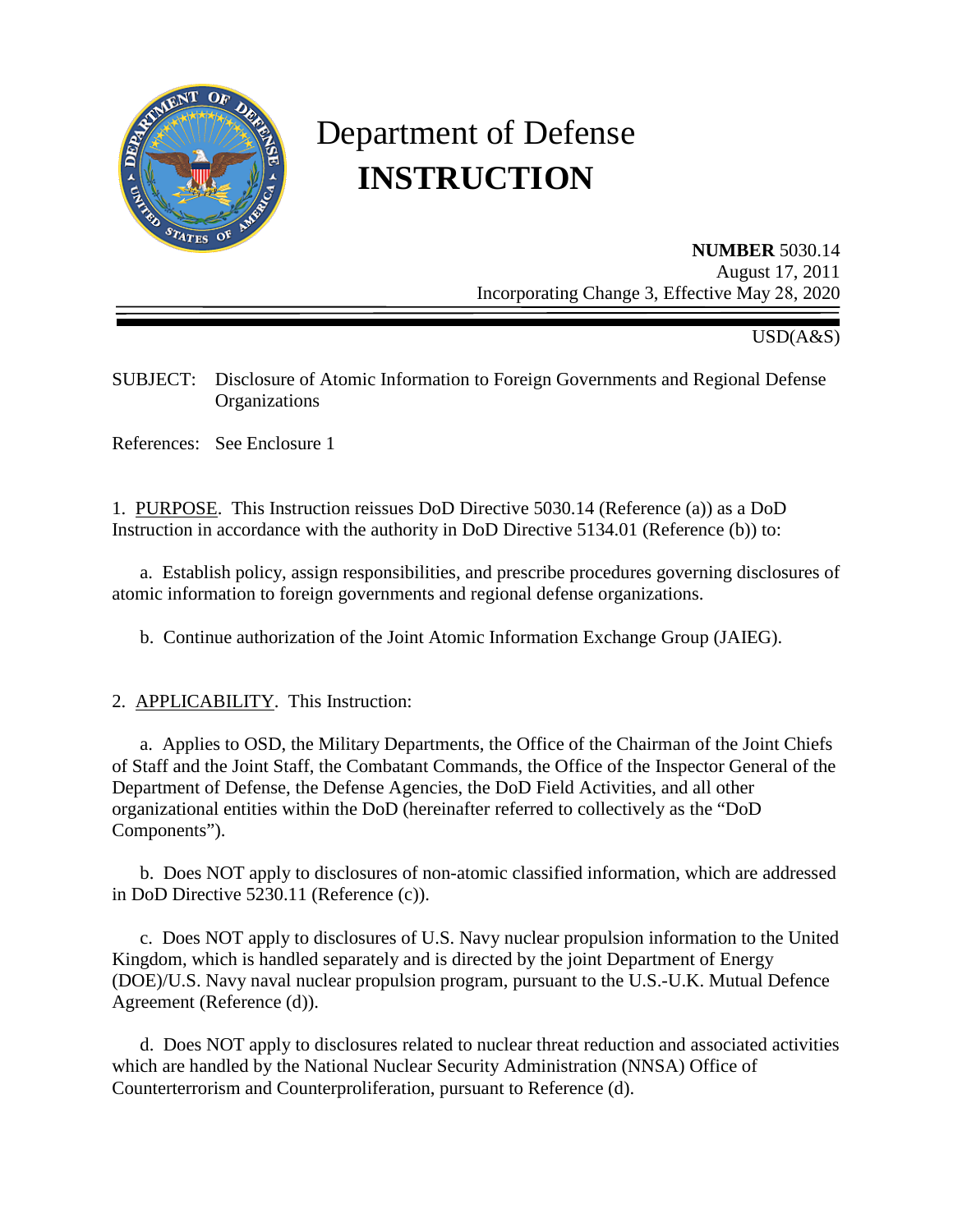# Department of Defense
# INSTRUCTION

**NUMBER** 5030.14
August 17, 2011
Incorporating Change 3, Effective May 28, 2020

USD(A&S)

SUBJECT: Disclosure of Atomic Information to Foreign Governments and Regional Defense Organizations

References: See Enclosure 1

1. PURPOSE. This Instruction reissues DoD Directive 5030.14 (Reference (a)) as a DoD Instruction in accordance with the authority in DoD Directive 5134.01 (Reference (b)) to:

a. Establish policy, assign responsibilities, and prescribe procedures governing disclosures of atomic information to foreign governments and regional defense organizations.

b. Continue authorization of the Joint Atomic Information Exchange Group (JAIEG).

2. APPLICABILITY. This Instruction:

a. Applies to OSD, the Military Departments, the Office of the Chairman of the Joint Chiefs of Staff and the Joint Staff, the Combatant Commands, the Office of the Inspector General of the Department of Defense, the Defense Agencies, the DoD Field Activities, and all other organizational entities within the DoD (hereinafter referred to collectively as the "DoD Components").

b. Does NOT apply to disclosures of non-atomic classified information, which are addressed in DoD Directive 5230.11 (Reference (c)).

c. Does NOT apply to disclosures of U.S. Navy nuclear propulsion information to the United Kingdom, which is handled separately and is directed by the joint Department of Energy (DOE)/U.S. Navy naval nuclear propulsion program, pursuant to the U.S.-U.K. Mutual Defence Agreement (Reference (d)).

d. Does NOT apply to disclosures related to nuclear threat reduction and associated activities which are handled by the National Nuclear Security Administration (NNSA) Office of Counterterrorism and Counterproliferation, pursuant to Reference (d).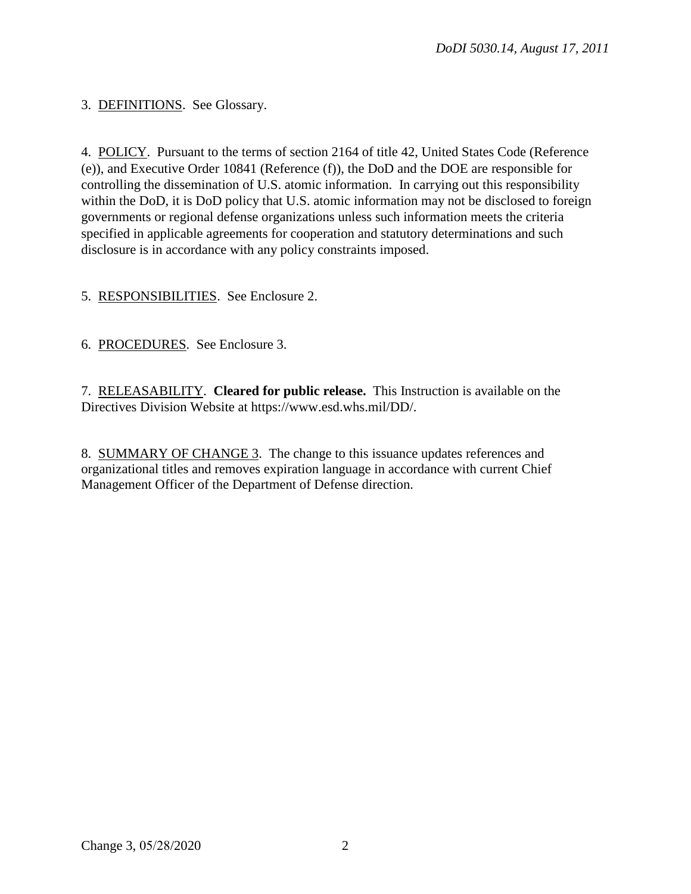3. <u>DEFINITIONS</u>. See Glossary.

4. <u>POLICY</u>. Pursuant to the terms of section 2164 of title 42, United States Code (Reference (e)), and Executive Order 10841 (Reference (f)), the DoD and the DOE are responsible for controlling the dissemination of U.S. atomic information. In carrying out this responsibility within the DoD, it is DoD policy that U.S. atomic information may not be disclosed to foreign governments or regional defense organizations unless such information meets the criteria specified in applicable agreements for cooperation and statutory determinations and such disclosure is in accordance with any policy constraints imposed.

5. <u>RESPONSIBILITIES</u>. See Enclosure 2.

6. <u>PROCEDURES</u>. See Enclosure 3.

7. <u>RELEASABILITY</u>. **Cleared for public release.** This Instruction is available on the Directives Division Website at https://www.esd.whs.mil/DD/.

8. <u>SUMMARY OF CHANGE 3</u>. The change to this issuance updates references and organizational titles and removes expiration language in accordance with current Chief Management Officer of the Department of Defense direction.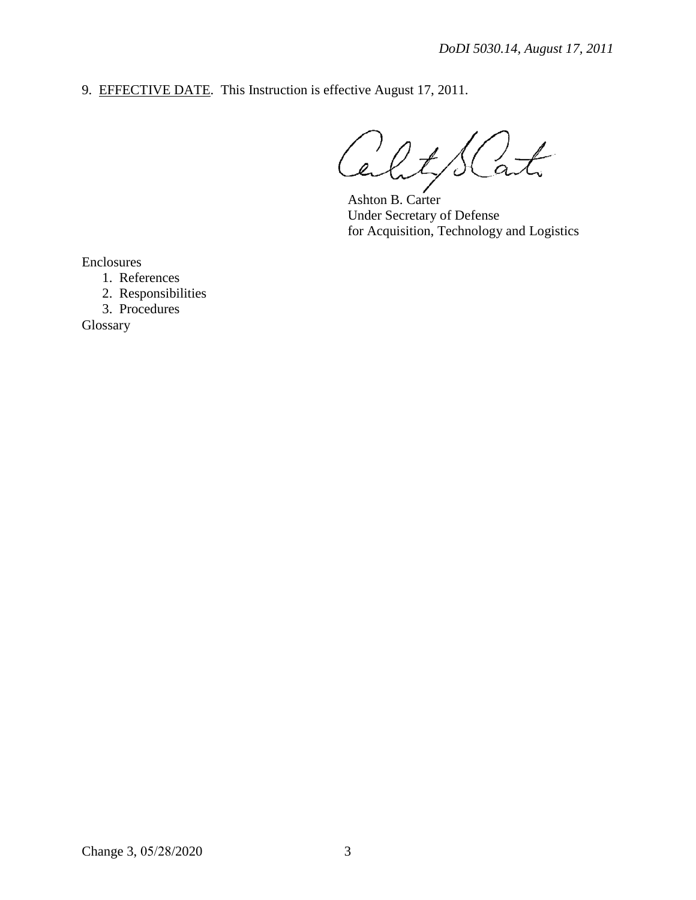9. <u>EFFECTIVE DATE</u>. This Instruction is effective August 17, 2011.

Ashton B. Carter
Under Secretary of Defense
for Acquisition, Technology and Logistics

Enclosures
1. References
2. Responsibilities
3. Procedures

Glossary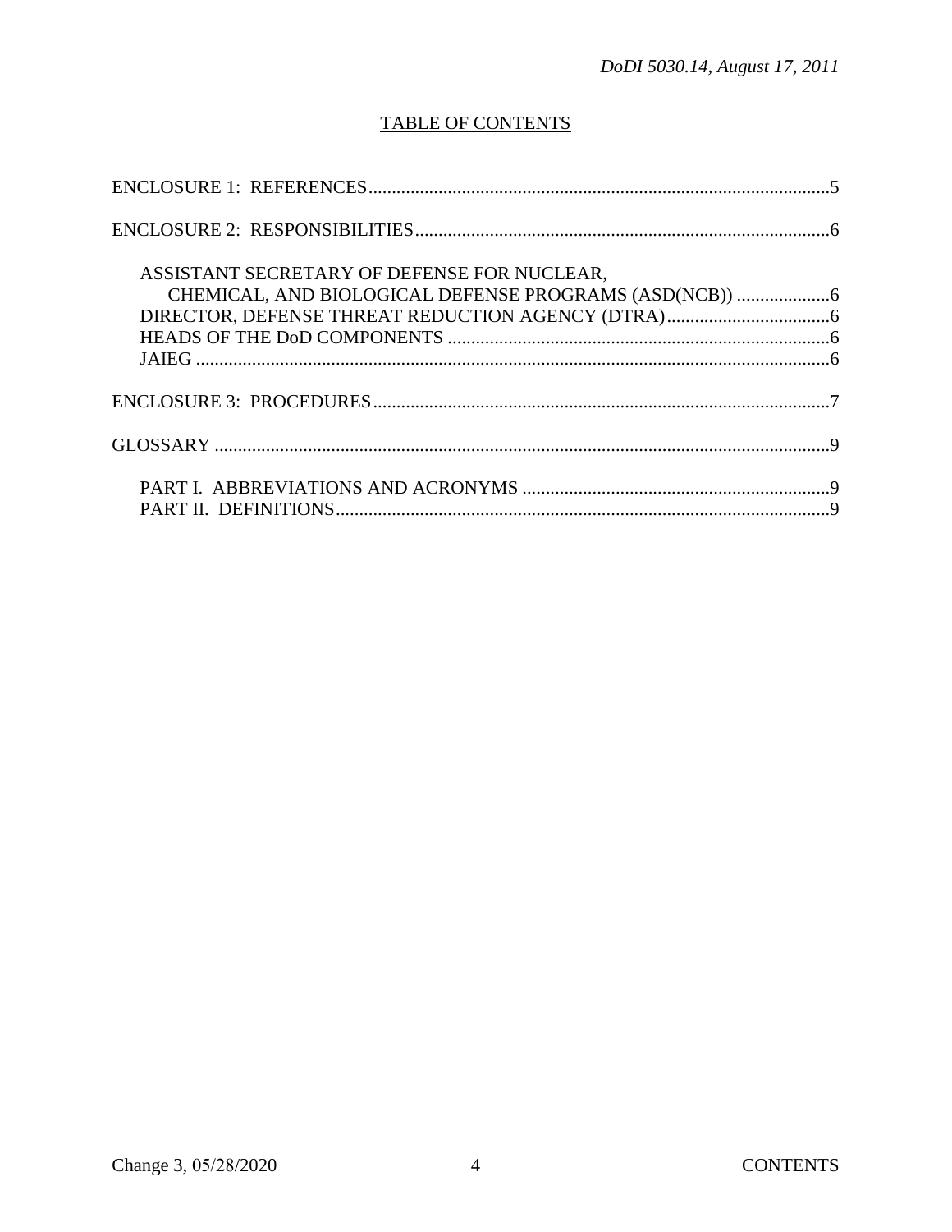## TABLE OF CONTENTS

ENCLOSURE 1: REFERENCES ....................................................................................................5

ENCLOSURE 2: RESPONSIBILITIES.........................................................................................6

- ASSISTANT SECRETARY OF DEFENSE FOR NUCLEAR, CHEMICAL, AND BIOLOGICAL DEFENSE PROGRAMS (ASD(NCB)) ....................6
- DIRECTOR, DEFENSE THREAT REDUCTION AGENCY (DTRA)....................................6
- HEADS OF THE DoD COMPONENTS ..................................................................................6
- JAIEG .........................................................................................................................................6

ENCLOSURE 3: PROCEDURES..................................................................................................7

GLOSSARY ....................................................................................................................................9

- PART I. ABBREVIATIONS AND ACRONYMS ..................................................................9
- PART II. DEFINITIONS..........................................................................................................9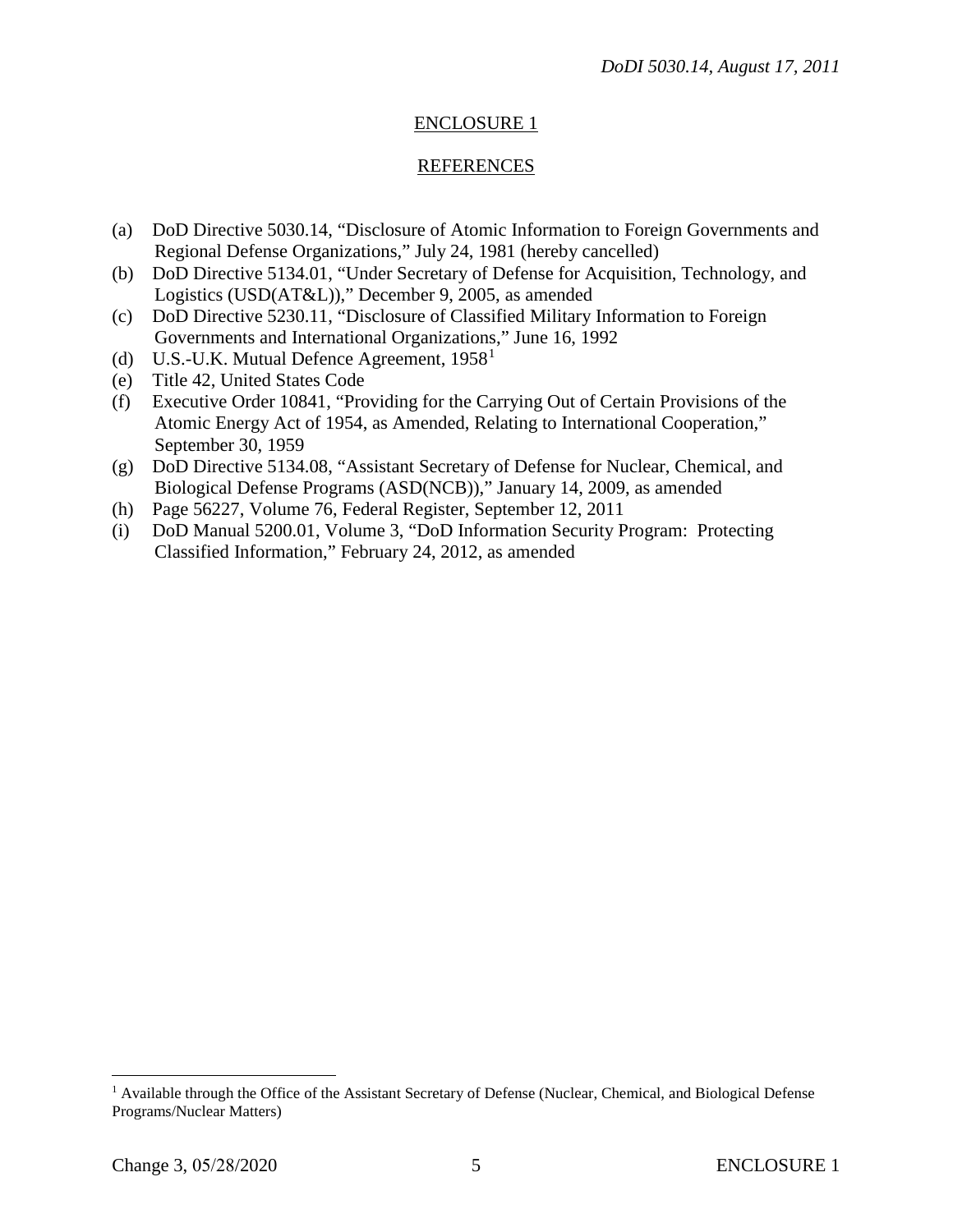ENCLOSURE 1

REFERENCES

(a) DoD Directive 5030.14, "Disclosure of Atomic Information to Foreign Governments and Regional Defense Organizations," July 24, 1981 (hereby cancelled)
(b) DoD Directive 5134.01, "Under Secretary of Defense for Acquisition, Technology, and Logistics (USD(AT&L))," December 9, 2005, as amended
(c) DoD Directive 5230.11, "Disclosure of Classified Military Information to Foreign Governments and International Organizations," June 16, 1992
(d) U.S.-U.K. Mutual Defence Agreement, 1958[1]
(e) Title 42, United States Code
(f) Executive Order 10841, "Providing for the Carrying Out of Certain Provisions of the Atomic Energy Act of 1954, as Amended, Relating to International Cooperation," September 30, 1959
(g) DoD Directive 5134.08, "Assistant Secretary of Defense for Nuclear, Chemical, and Biological Defense Programs (ASD(NCB))," January 14, 2009, as amended
(h) Page 56227, Volume 76, Federal Register, September 12, 2011
(i) DoD Manual 5200.01, Volume 3, "DoD Information Security Program: Protecting Classified Information," February 24, 2012, as amended

[1] Available through the Office of the Assistant Secretary of Defense (Nuclear, Chemical, and Biological Defense Programs/Nuclear Matters)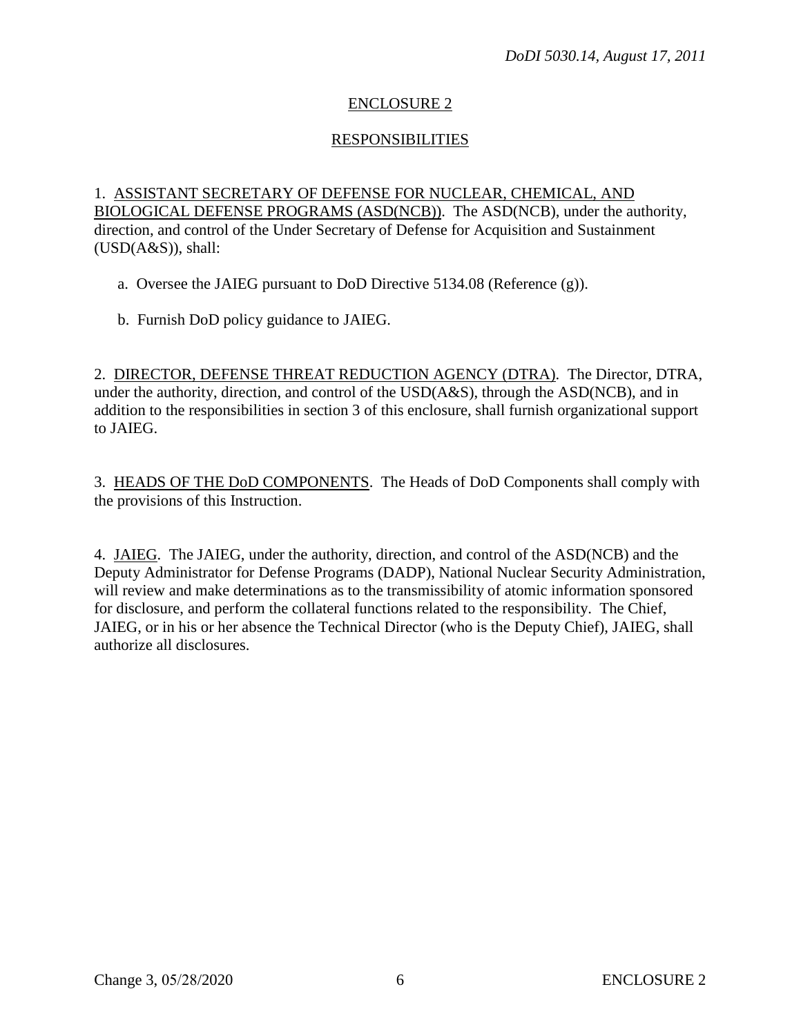## ENCLOSURE 2

## RESPONSIBILITIES

1. ASSISTANT SECRETARY OF DEFENSE FOR NUCLEAR, CHEMICAL, AND BIOLOGICAL DEFENSE PROGRAMS (ASD(NCB)). The ASD(NCB), under the authority, direction, and control of the Under Secretary of Defense for Acquisition and Sustainment (USD(A&S)), shall:

   a. Oversee the JAIEG pursuant to DoD Directive 5134.08 (Reference (g)).

   b. Furnish DoD policy guidance to JAIEG.

2. DIRECTOR, DEFENSE THREAT REDUCTION AGENCY (DTRA). The Director, DTRA, under the authority, direction, and control of the USD(A&S), through the ASD(NCB), and in addition to the responsibilities in section 3 of this enclosure, shall furnish organizational support to JAIEG.

3. HEADS OF THE DoD COMPONENTS. The Heads of DoD Components shall comply with the provisions of this Instruction.

4. JAIEG. The JAIEG, under the authority, direction, and control of the ASD(NCB) and the Deputy Administrator for Defense Programs (DADP), National Nuclear Security Administration, will review and make determinations as to the transmissibility of atomic information sponsored for disclosure, and perform the collateral functions related to the responsibility. The Chief, JAIEG, or in his or her absence the Technical Director (who is the Deputy Chief), JAIEG, shall authorize all disclosures.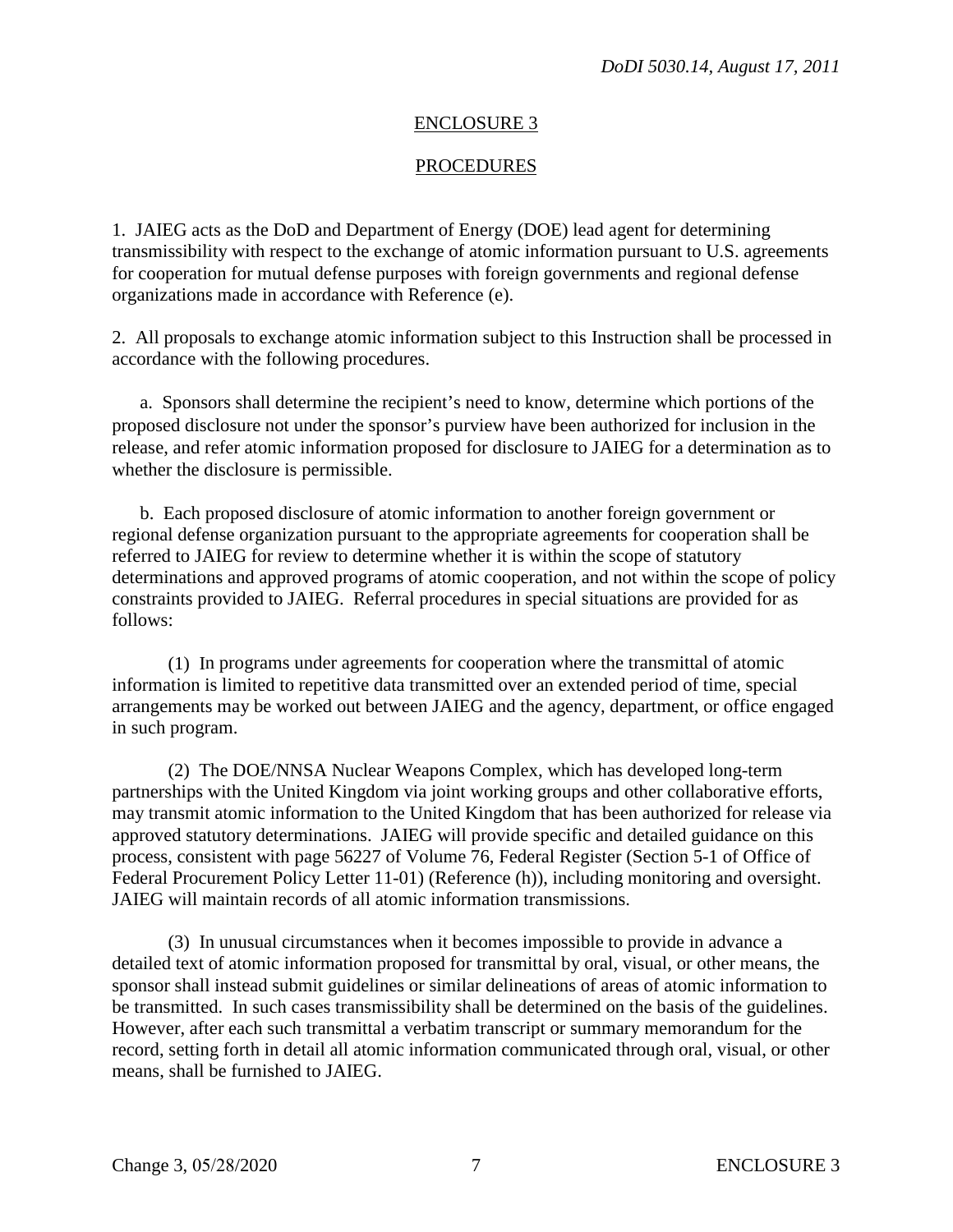## ENCLOSURE 3

## PROCEDURES

1. JAIEG acts as the DoD and Department of Energy (DOE) lead agent for determining transmissibility with respect to the exchange of atomic information pursuant to U.S. agreements for cooperation for mutual defense purposes with foreign governments and regional defense organizations made in accordance with Reference (e).

2. All proposals to exchange atomic information subject to this Instruction shall be processed in accordance with the following procedures.

a. Sponsors shall determine the recipient's need to know, determine which portions of the proposed disclosure not under the sponsor's purview have been authorized for inclusion in the release, and refer atomic information proposed for disclosure to JAIEG for a determination as to whether the disclosure is permissible.

b. Each proposed disclosure of atomic information to another foreign government or regional defense organization pursuant to the appropriate agreements for cooperation shall be referred to JAIEG for review to determine whether it is within the scope of statutory determinations and approved programs of atomic cooperation, and not within the scope of policy constraints provided to JAIEG. Referral procedures in special situations are provided for as follows:

(1) In programs under agreements for cooperation where the transmittal of atomic information is limited to repetitive data transmitted over an extended period of time, special arrangements may be worked out between JAIEG and the agency, department, or office engaged in such program.

(2) The DOE/NNSA Nuclear Weapons Complex, which has developed long-term partnerships with the United Kingdom via joint working groups and other collaborative efforts, may transmit atomic information to the United Kingdom that has been authorized for release via approved statutory determinations. JAIEG will provide specific and detailed guidance on this process, consistent with page 56227 of Volume 76, Federal Register (Section 5-1 of Office of Federal Procurement Policy Letter 11-01) (Reference (h)), including monitoring and oversight. JAIEG will maintain records of all atomic information transmissions.

(3) In unusual circumstances when it becomes impossible to provide in advance a detailed text of atomic information proposed for transmittal by oral, visual, or other means, the sponsor shall instead submit guidelines or similar delineations of areas of atomic information to be transmitted. In such cases transmissibility shall be determined on the basis of the guidelines. However, after each such transmittal a verbatim transcript or summary memorandum for the record, setting forth in detail all atomic information communicated through oral, visual, or other means, shall be furnished to JAIEG.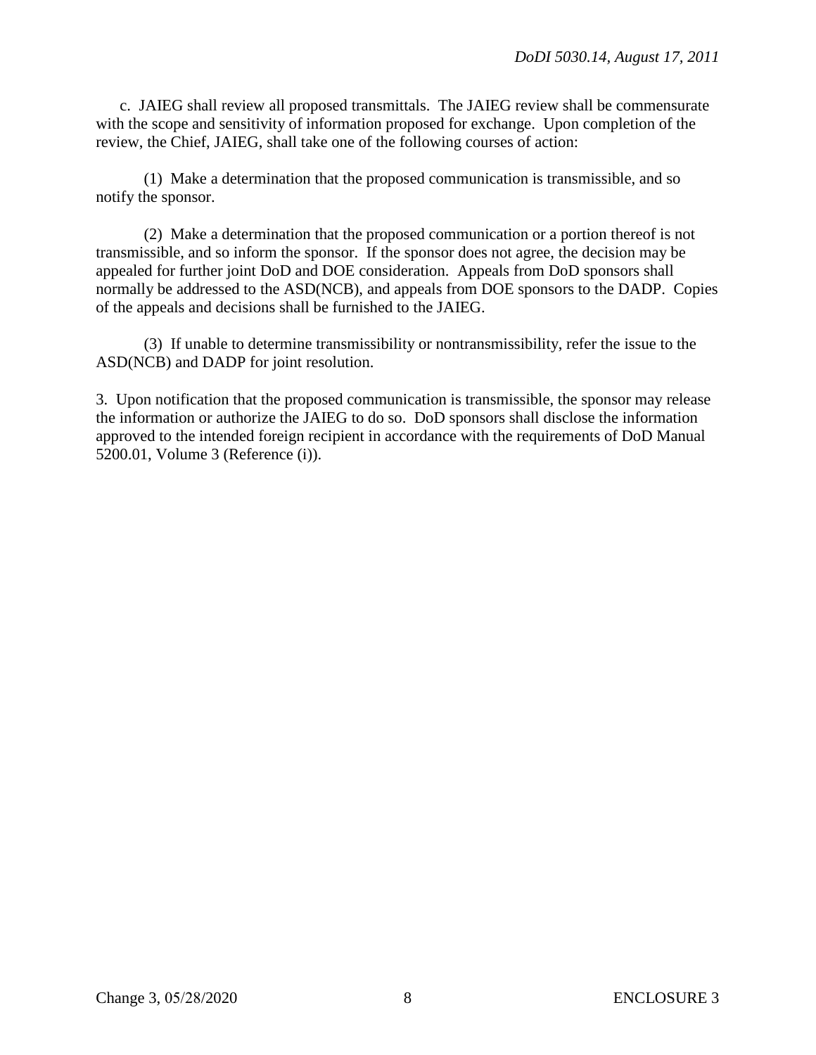c. JAIEG shall review all proposed transmittals. The JAIEG review shall be commensurate with the scope and sensitivity of information proposed for exchange. Upon completion of the review, the Chief, JAIEG, shall take one of the following courses of action:

(1) Make a determination that the proposed communication is transmissible, and so notify the sponsor.

(2) Make a determination that the proposed communication or a portion thereof is not transmissible, and so inform the sponsor. If the sponsor does not agree, the decision may be appealed for further joint DoD and DOE consideration. Appeals from DoD sponsors shall normally be addressed to the ASD(NCB), and appeals from DOE sponsors to the DADP. Copies of the appeals and decisions shall be furnished to the JAIEG.

(3) If unable to determine transmissibility or nontransmissibility, refer the issue to the ASD(NCB) and DADP for joint resolution.

3. Upon notification that the proposed communication is transmissible, the sponsor may release the information or authorize the JAIEG to do so. DoD sponsors shall disclose the information approved to the intended foreign recipient in accordance with the requirements of DoD Manual 5200.01, Volume 3 (Reference (i)).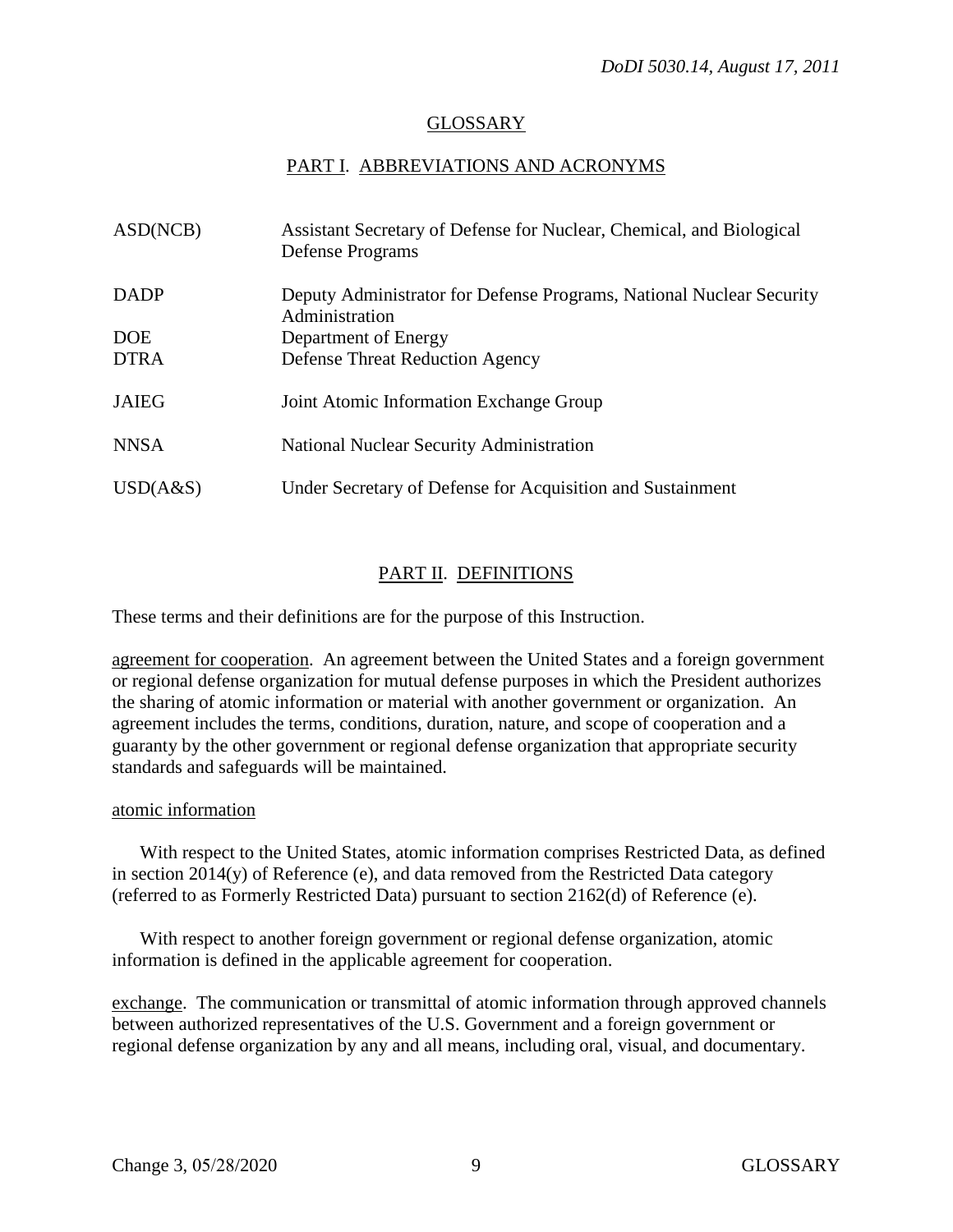# GLOSSARY

## PART I. ABBREVIATIONS AND ACRONYMS

| | |
|---|---|
| ASD(NCB) | Assistant Secretary of Defense for Nuclear, Chemical, and Biological Defense Programs |
| DADP | Deputy Administrator for Defense Programs, National Nuclear Security Administration |
| DOE | Department of Energy |
| DTRA | Defense Threat Reduction Agency |
| JAIEG | Joint Atomic Information Exchange Group |
| NNSA | National Nuclear Security Administration |
| USD(A&S) | Under Secretary of Defense for Acquisition and Sustainment |

## PART II. DEFINITIONS

These terms and their definitions are for the purpose of this Instruction.

agreement for cooperation. An agreement between the United States and a foreign government or regional defense organization for mutual defense purposes in which the President authorizes the sharing of atomic information or material with another government or organization. An agreement includes the terms, conditions, duration, nature, and scope of cooperation and a guaranty by the other government or regional defense organization that appropriate security standards and safeguards will be maintained.

atomic information

With respect to the United States, atomic information comprises Restricted Data, as defined in section 2014(y) of Reference (e), and data removed from the Restricted Data category (referred to as Formerly Restricted Data) pursuant to section 2162(d) of Reference (e).

With respect to another foreign government or regional defense organization, atomic information is defined in the applicable agreement for cooperation.

exchange. The communication or transmittal of atomic information through approved channels between authorized representatives of the U.S. Government and a foreign government or regional defense organization by any and all means, including oral, visual, and documentary.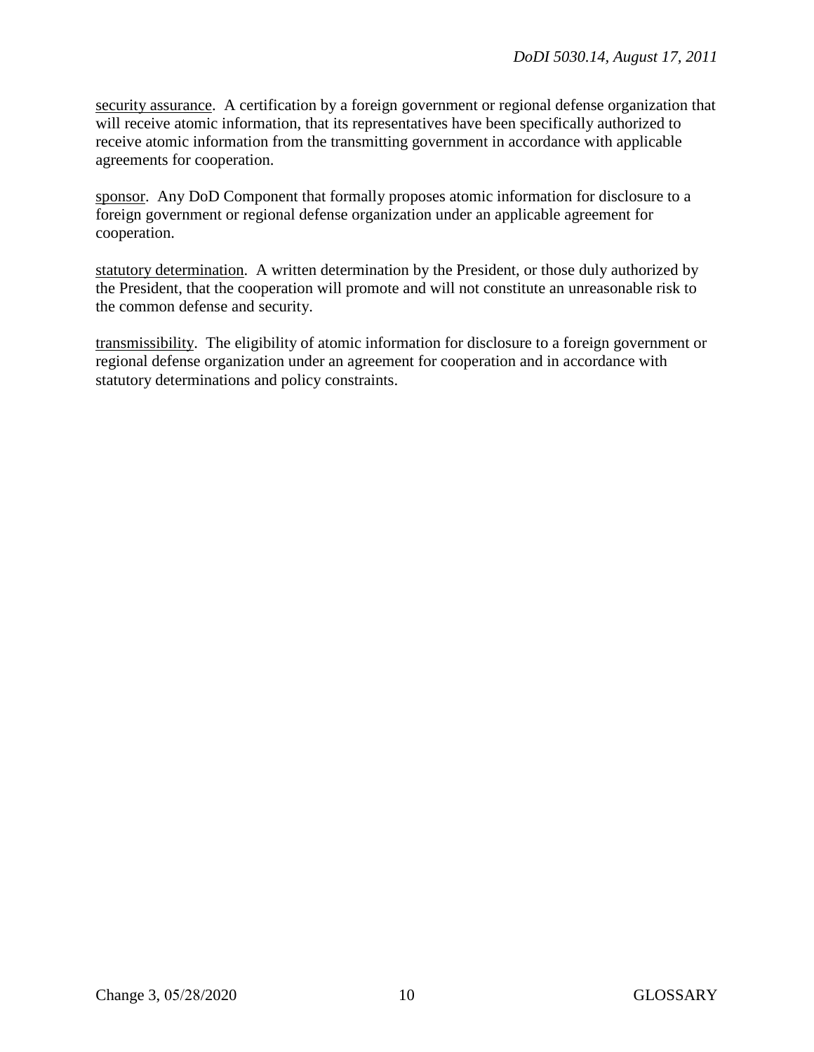<u>security assurance</u>. A certification by a foreign government or regional defense organization that will receive atomic information, that its representatives have been specifically authorized to receive atomic information from the transmitting government in accordance with applicable agreements for cooperation.

<u>sponsor</u>. Any DoD Component that formally proposes atomic information for disclosure to a foreign government or regional defense organization under an applicable agreement for cooperation.

<u>statutory determination</u>. A written determination by the President, or those duly authorized by the President, that the cooperation will promote and will not constitute an unreasonable risk to the common defense and security.

<u>transmissibility</u>. The eligibility of atomic information for disclosure to a foreign government or regional defense organization under an agreement for cooperation and in accordance with statutory determinations and policy constraints.